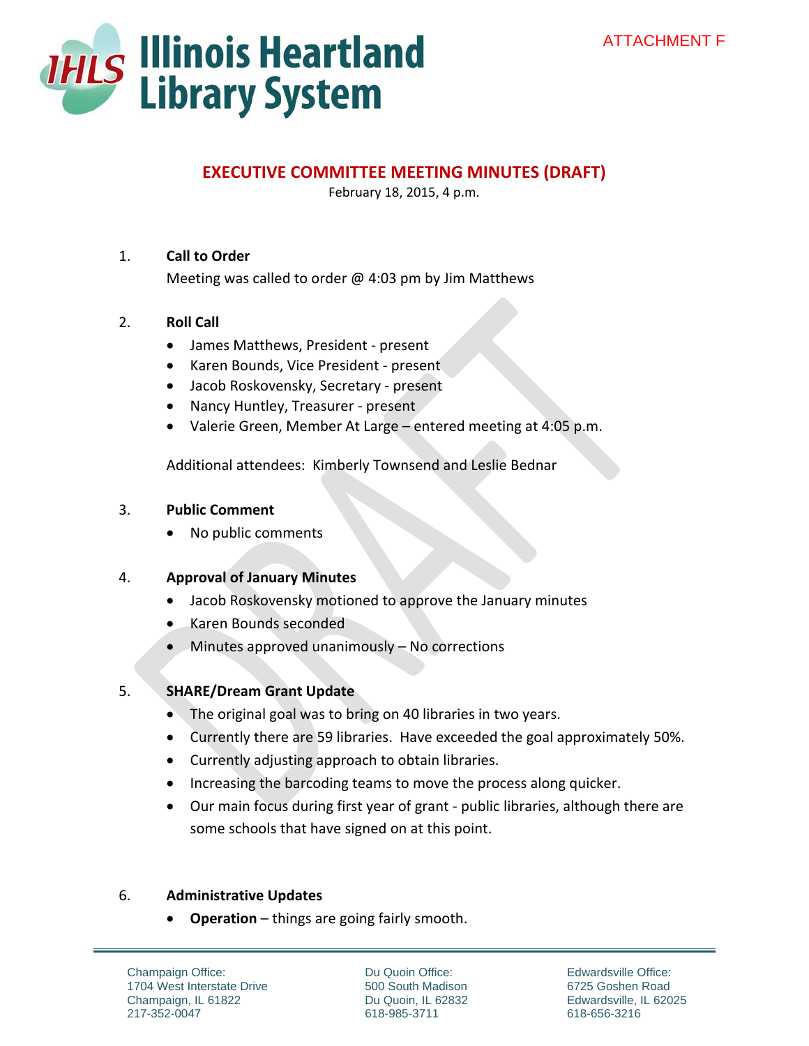ATTACHMENT F

# Illinois Heartland Library System

## EXECUTIVE COMMITTEE MEETING MINUTES (DRAFT)

February 18, 2015, 4 p.m.

1. **Call to Order**

   Meeting was called to order @ 4:03 pm by Jim Matthews

2. **Roll Call**
   - James Matthews, President - present
   - Karen Bounds, Vice President - present
   - Jacob Roskovensky, Secretary - present
   - Nancy Huntley, Treasurer - present
   - Valerie Green, Member At Large – entered meeting at 4:05 p.m.

   Additional attendees: Kimberly Townsend and Leslie Bednar

3. **Public Comment**
   - No public comments

4. **Approval of January Minutes**
   - Jacob Roskovensky motioned to approve the January minutes
   - Karen Bounds seconded
   - Minutes approved unanimously – No corrections

5. **SHARE/Dream Grant Update**
   - The original goal was to bring on 40 libraries in two years.
   - Currently there are 59 libraries. Have exceeded the goal approximately 50%.
   - Currently adjusting approach to obtain libraries.
   - Increasing the barcoding teams to move the process along quicker.
   - Our main focus during first year of grant - public libraries, although there are some schools that have signed on at this point.

6. **Administrative Updates**
   - **Operation** – things are going fairly smooth.

Champaign Office:
1704 West Interstate Drive
Champaign, IL 61822
217-352-0047

Du Quoin Office:
500 South Madison
Du Quoin, IL 62832
618-985-3711

Edwardsville Office:
6725 Goshen Road
Edwardsville, IL 62025
618-656-3216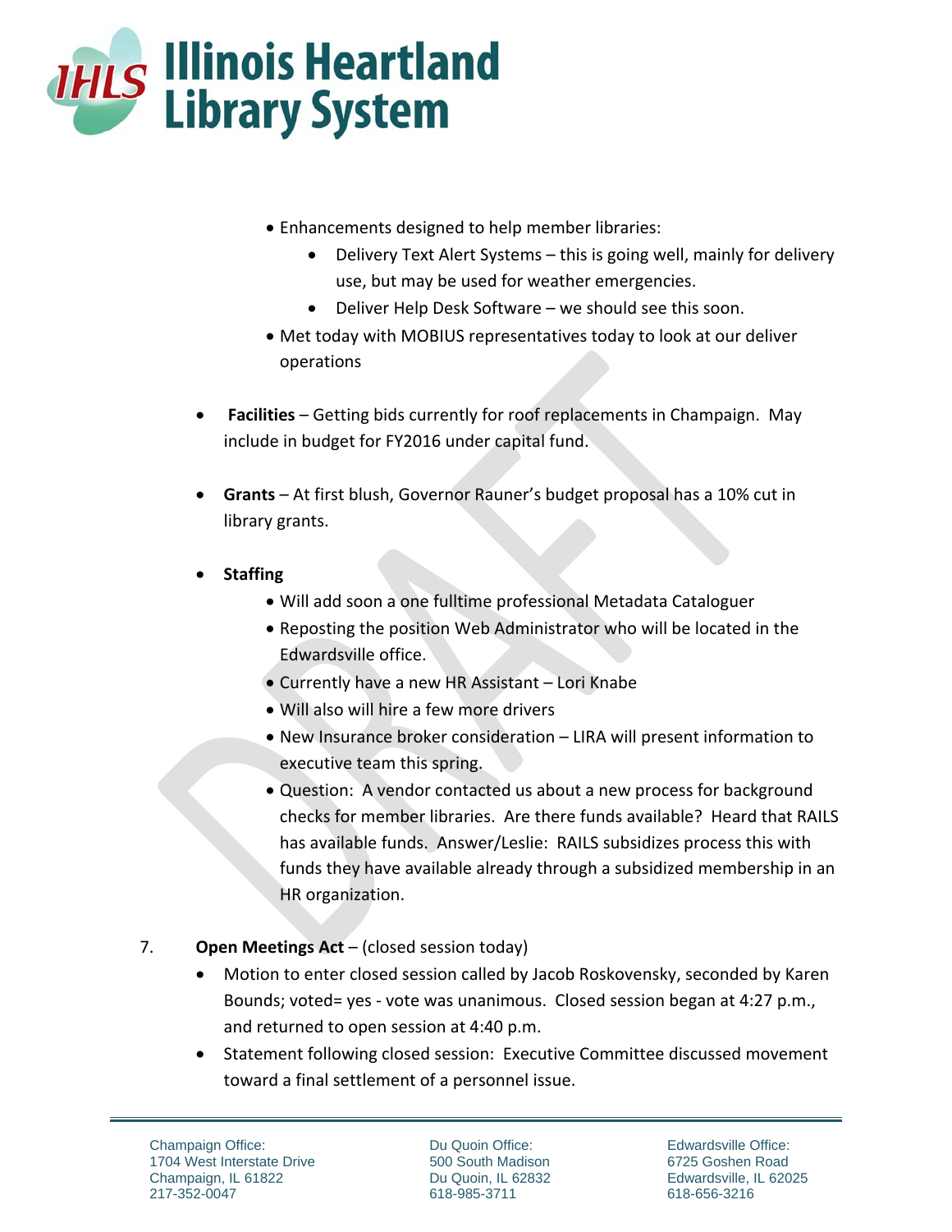- Enhancements designed to help member libraries:
  - Delivery Text Alert Systems – this is going well, mainly for delivery use, but may be used for weather emergencies.
  - Deliver Help Desk Software – we should see this soon.
- Met today with MOBIUS representatives today to look at our deliver operations

- **Facilities** – Getting bids currently for roof replacements in Champaign. May include in budget for FY2016 under capital fund.

- **Grants** – At first blush, Governor Rauner's budget proposal has a 10% cut in library grants.

- **Staffing**
  - Will add soon a one fulltime professional Metadata Cataloguer
  - Reposting the position Web Administrator who will be located in the Edwardsville office.
  - Currently have a new HR Assistant – Lori Knabe
  - Will also will hire a few more drivers
  - New Insurance broker consideration – LIRA will present information to executive team this spring.
  - Question: A vendor contacted us about a new process for background checks for member libraries. Are there funds available? Heard that RAILS has available funds. Answer/Leslie: RAILS subsidizes process this with funds they have available already through a subsidized membership in an HR organization.

7. **Open Meetings Act** – (closed session today)
   - Motion to enter closed session called by Jacob Roskovensky, seconded by Karen Bounds; voted= yes - vote was unanimous. Closed session began at 4:27 p.m., and returned to open session at 4:40 p.m.
   - Statement following closed session: Executive Committee discussed movement toward a final settlement of a personnel issue.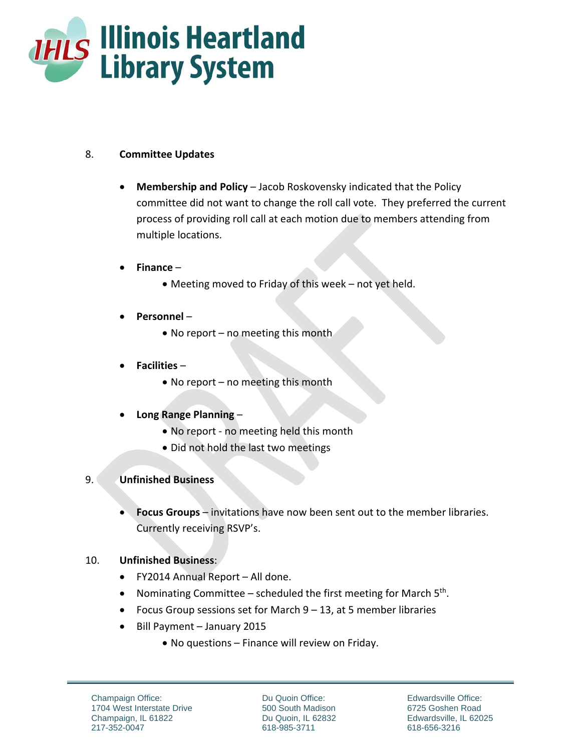8. **Committee Updates**

- **Membership and Policy** – Jacob Roskovensky indicated that the Policy committee did not want to change the roll call vote. They preferred the current process of providing roll call at each motion due to members attending from multiple locations.

- **Finance** –
  - Meeting moved to Friday of this week – not yet held.

- **Personnel** –
  - No report – no meeting this month

- **Facilities** –
  - No report – no meeting this month

- **Long Range Planning** –
  - No report - no meeting held this month
  - Did not hold the last two meetings

9. **Unfinished Business**

- **Focus Groups** – invitations have now been sent out to the member libraries. Currently receiving RSVP's.

10. **Unfinished Business**:

- FY2014 Annual Report – All done.
- Nominating Committee – scheduled the first meeting for March 5th.
- Focus Group sessions set for March 9 – 13, at 5 member libraries
- Bill Payment – January 2015
  - No questions – Finance will review on Friday.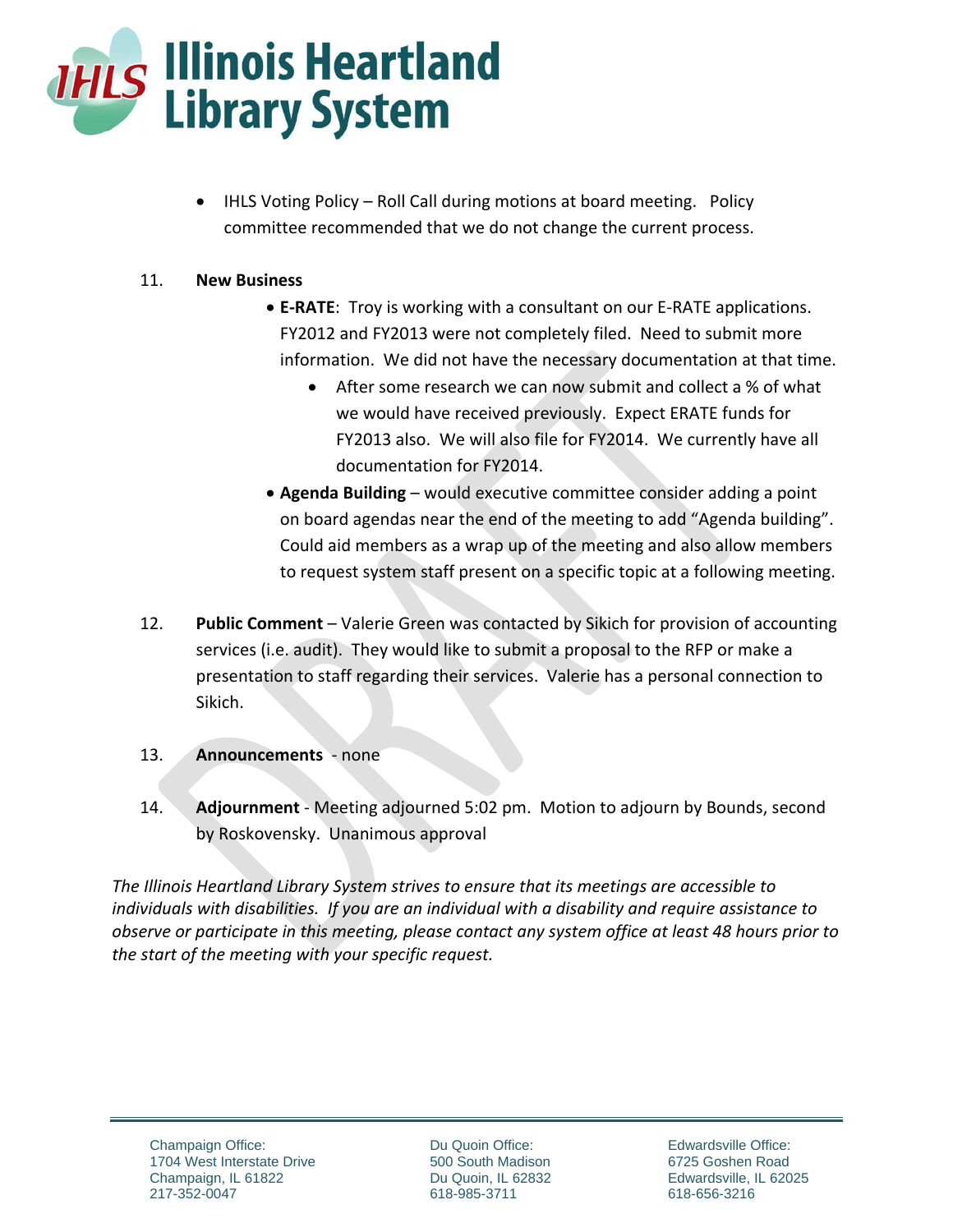- IHLS Voting Policy – Roll Call during motions at board meeting. Policy committee recommended that we do not change the current process.

11. **New Business**
    - **E-RATE**: Troy is working with a consultant on our E-RATE applications. FY2012 and FY2013 were not completely filed. Need to submit more information. We did not have the necessary documentation at that time.
        - After some research we can now submit and collect a % of what we would have received previously. Expect ERATE funds for FY2013 also. We will also file for FY2014. We currently have all documentation for FY2014.
    - **Agenda Building** – would executive committee consider adding a point on board agendas near the end of the meeting to add "Agenda building". Could aid members as a wrap up of the meeting and also allow members to request system staff present on a specific topic at a following meeting.

12. **Public Comment** – Valerie Green was contacted by Sikich for provision of accounting services (i.e. audit). They would like to submit a proposal to the RFP or make a presentation to staff regarding their services. Valerie has a personal connection to Sikich.

13. **Announcements** - none

14. **Adjournment** - Meeting adjourned 5:02 pm. Motion to adjourn by Bounds, second by Roskovensky. Unanimous approval

*The Illinois Heartland Library System strives to ensure that its meetings are accessible to individuals with disabilities. If you are an individual with a disability and require assistance to observe or participate in this meeting, please contact any system office at least 48 hours prior to the start of the meeting with your specific request.*